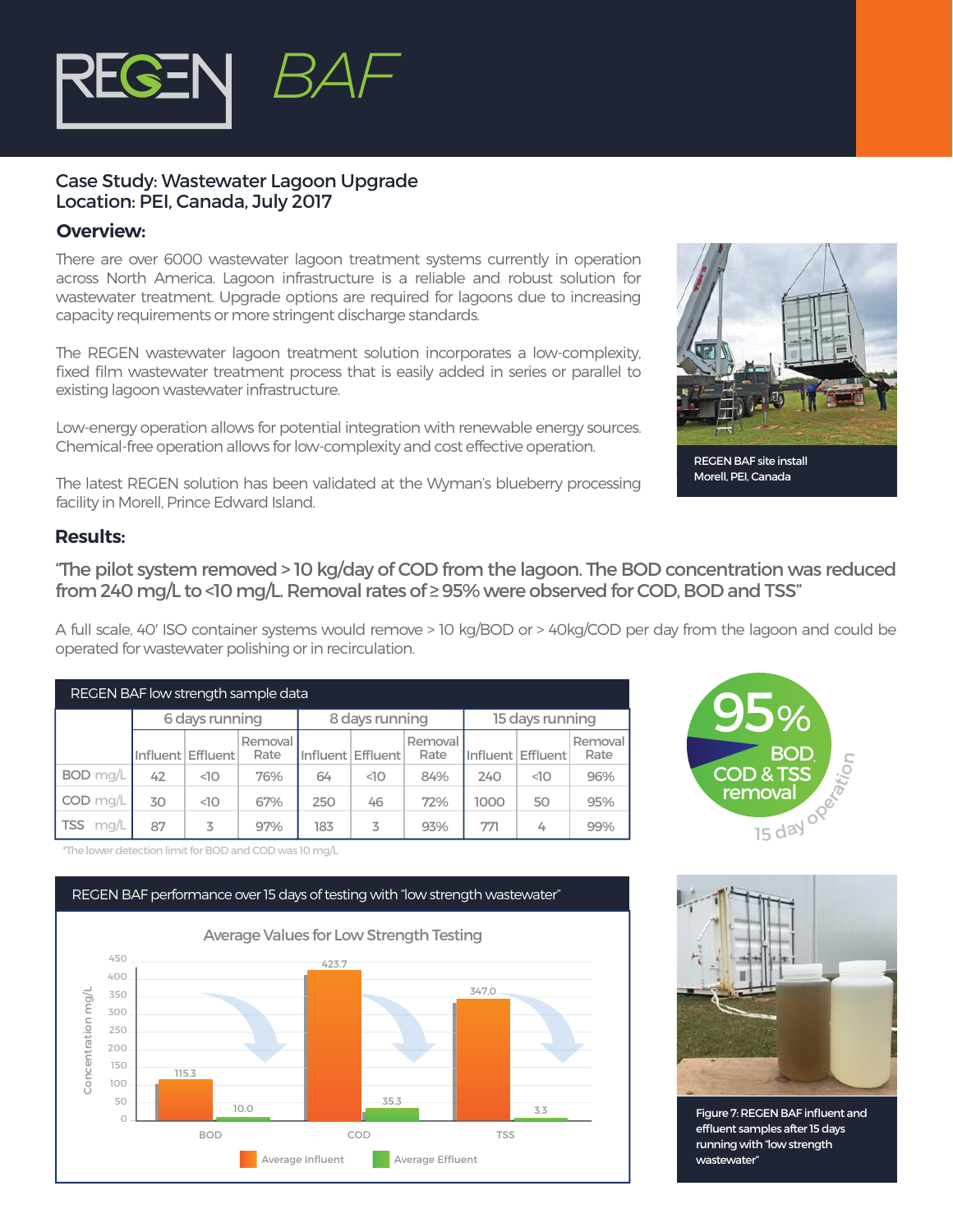# REGEN BAF

## Case Study: Wastewater Lagoon Upgrade
## Location: PEI, Canada, July 2017

### Overview:

There are over 6000 wastewater lagoon treatment systems currently in operation across North America. Lagoon infrastructure is a reliable and robust solution for wastewater treatment. Upgrade options are required for lagoons due to increasing capacity requirements or more stringent discharge standards.

The REGEN wastewater lagoon treatment solution incorporates a low-complexity, fixed film wastewater treatment process that is easily added in series or parallel to existing lagoon wastewater infrastructure.

Low-energy operation allows for potential integration with renewable energy sources. Chemical-free operation allows for low-complexity and cost effective operation.

The latest REGEN solution has been validated at the Wyman's blueberry processing facility in Morell, Prince Edward Island.

REGEN BAF site install
Morell, PEI, Canada

### Results:

**"The pilot system removed > 10 kg/day of COD from the lagoon. The BOD concentration was reduced from 240 mg/L to <10 mg/L. Removal rates of ≥ 95% were observed for COD, BOD and TSS"**

A full scale, 40' ISO container systems would remove > 10 kg/BOD or > 40kg/COD per day from the lagoon and could be operated for wastewater polishing or in recirculation.

**REGEN BAF low strength sample data**

| | 6 days running | | | 8 days running | | | 15 days running | | |
|---|---|---|---|---|---|---|---|---|---|
| | Influent | Effluent | Removal Rate | Influent | Effluent | Removal Rate | Influent | Effluent | Removal Rate |
| BOD mg/L | 42 | <10 | 76% | 64 | <10 | 84% | 240 | <10 | 96% |
| COD mg/L | 30 | <10 | 67% | 250 | 46 | 72% | 1000 | 50 | 95% |
| TSS mg/L | 87 | 3 | 97% | 183 | 3 | 93% | 771 | 4 | 99% |

*The lower detection limit for BOD and COD was 10 mg/L

95% BOD, COD & TSS removal — 15 day operation

**REGEN BAF performance over 15 days of testing with "low strength wastewater"**

Average Values for Low Strength Testing

| | Average Influent (mg/L) | Average Effluent (mg/L) |
|---|---|---|
| BOD | 115.3 | 10.0 |
| COD | 423.7 | 35.3 |
| TSS | 347.0 | 3.3 |

Figure 7: REGEN BAF influent and effluent samples after 15 days running with "low strength wastewater"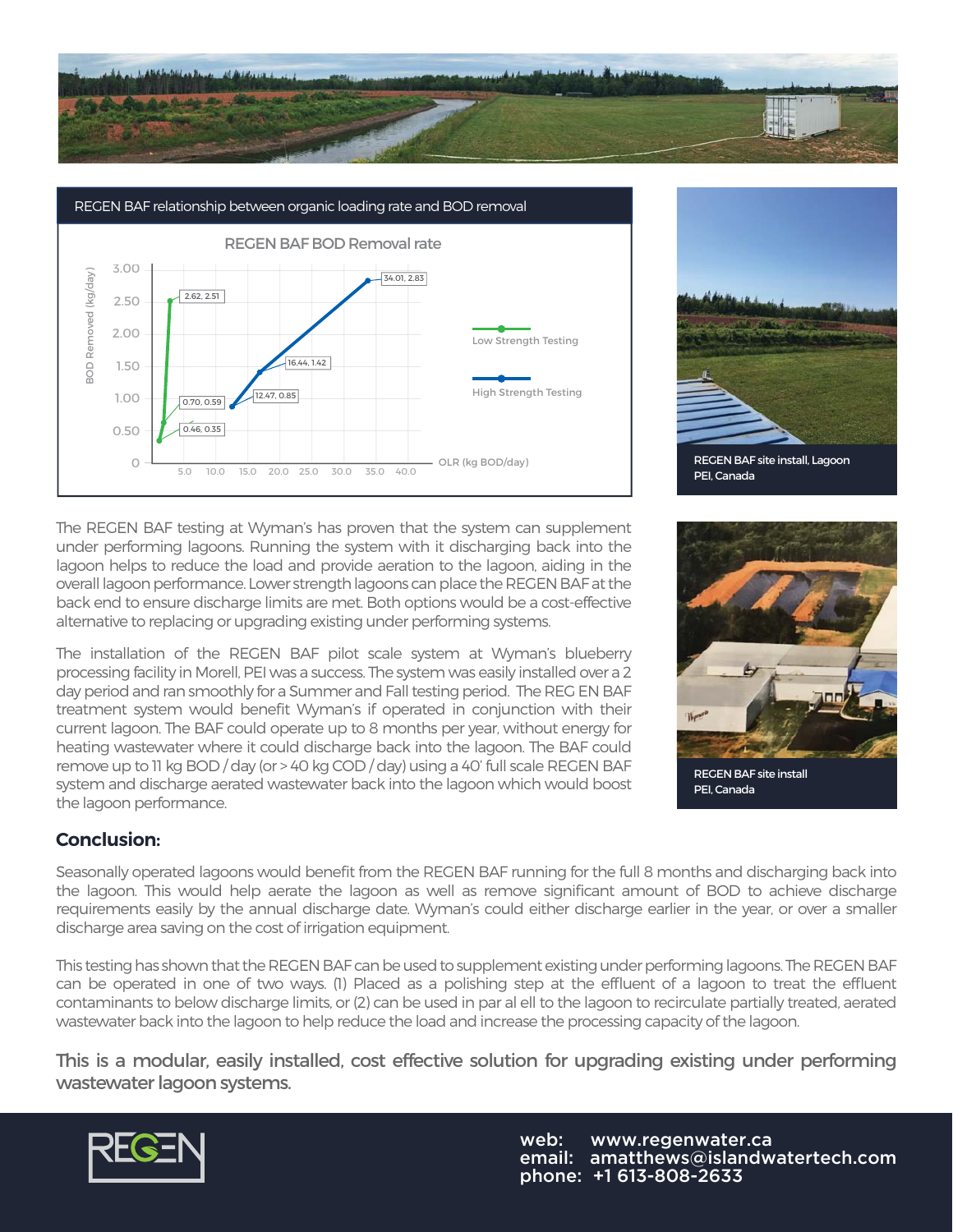REGEN BAF relationship between organic loading rate and BOD removal

REGEN BAF BOD Removal rate

BOD Removed (kg/day)

3.00
2.50
2.00
1.50
1.00
0.50
0

5.0 10.0 15.0 20.0 25.0 30.0 35.0 40.0

OLR (kg BOD/day)

2.62, 2.51
0.70, 0.59
0.46, 0.35
34.01, 2.83
16.44, 1.42
12.47, 0.85

Low Strength Testing

High Strength Testing

REGEN BAF site install, Lagoon PEI, Canada

REGEN BAF site install PEI, Canada

The REGEN BAF testing at Wyman's has proven that the system can supplement under performing lagoons. Running the system with it discharging back into the lagoon helps to reduce the load and provide aeration to the lagoon, aiding in the overall lagoon performance. Lower strength lagoons can place the REGEN BAF at the back end to ensure discharge limits are met. Both options would be a cost-effective alternative to replacing or upgrading existing under performing systems.

The installation of the REGEN BAF pilot scale system at Wyman's blueberry processing facility in Morell, PEI was a success. The system was easily installed over a 2 day period and ran smoothly for a Summer and Fall testing period. The REG EN BAF treatment system would benefit Wyman's if operated in conjunction with their current lagoon. The BAF could operate up to 8 months per year, without energy for heating wastewater where it could discharge back into the lagoon. The BAF could remove up to 11 kg BOD / day (or > 40 kg COD / day) using a 40' full scale REGEN BAF system and discharge aerated wastewater back into the lagoon which would boost the lagoon performance.

## Conclusion:

Seasonally operated lagoons would benefit from the REGEN BAF running for the full 8 months and discharging back into the lagoon. This would help aerate the lagoon as well as remove significant amount of BOD to achieve discharge requirements easily by the annual discharge date. Wyman's could either discharge earlier in the year, or over a smaller discharge area saving on the cost of irrigation equipment.

This testing has shown that the REGEN BAF can be used to supplement existing under performing lagoons. The REGEN BAF can be operated in one of two ways. (1) Placed as a polishing step at the effluent of a lagoon to treat the effluent contaminants to below discharge limits, or (2) can be used in par al ell to the lagoon to recirculate partially treated, aerated wastewater back into the lagoon to help reduce the load and increase the processing capacity of the lagoon.

**This is a modular, easily installed, cost effective solution for upgrading existing under performing wastewater lagoon systems.**

REGEN

web: www.regenwater.ca
email: amatthews@islandwatertech.com
phone: +1 613-808-2633